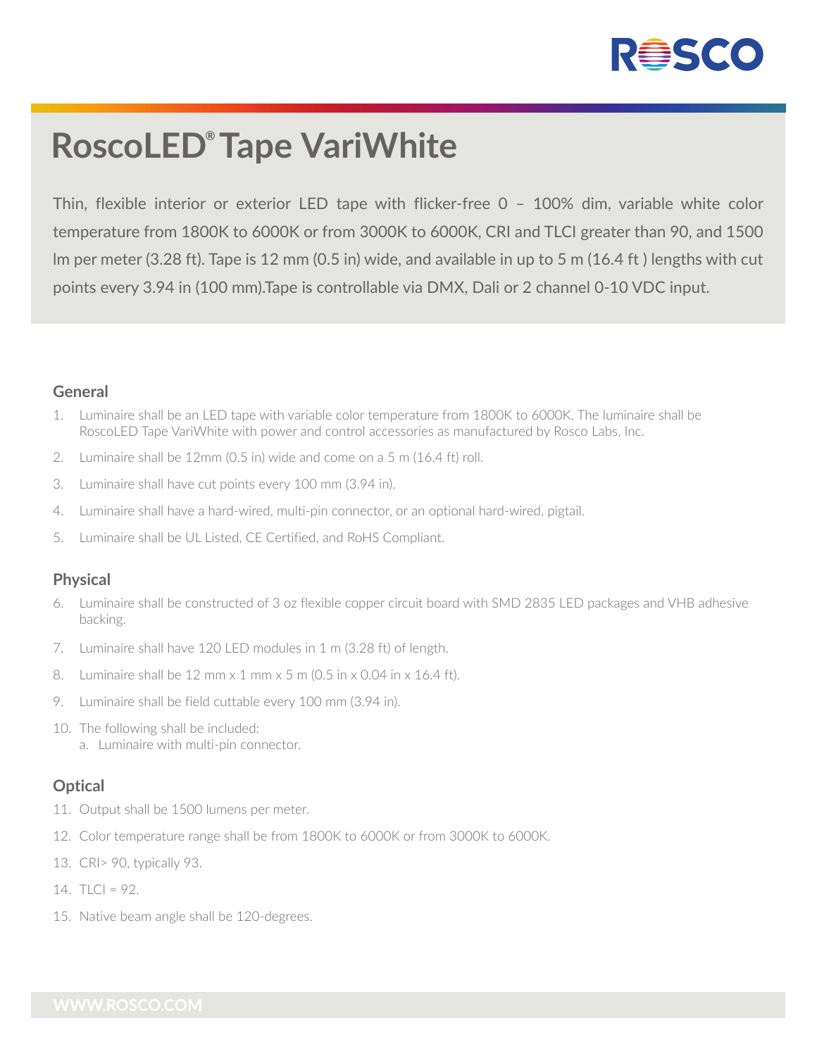# RoscoLED® Tape VariWhite

Thin, flexible interior or exterior LED tape with flicker-free 0 – 100% dim, variable white color temperature from 1800K to 6000K or from 3000K to 6000K, CRI and TLCI greater than 90, and 1500 lm per meter (3.28 ft). Tape is 12 mm (0.5 in) wide, and available in up to 5 m (16.4 ft ) lengths with cut points every 3.94 in (100 mm).Tape is controllable via DMX, Dali or 2 channel 0-10 VDC input.

## General

1. Luminaire shall be an LED tape with variable color temperature from 1800K to 6000K. The luminaire shall be RoscoLED Tape VariWhite with power and control accessories as manufactured by Rosco Labs, Inc.
2. Luminaire shall be 12mm (0.5 in) wide and come on a 5 m (16.4 ft) roll.
3. Luminaire shall have cut points every 100 mm (3.94 in).
4. Luminaire shall have a hard-wired, multi-pin connector, or an optional hard-wired, pigtail.
5. Luminaire shall be UL Listed, CE Certified, and RoHS Compliant.

## Physical

6. Luminaire shall be constructed of 3 oz flexible copper circuit board with SMD 2835 LED packages and VHB adhesive backing.
7. Luminaire shall have 120 LED modules in 1 m (3.28 ft) of length.
8. Luminaire shall be 12 mm x 1 mm x 5 m (0.5 in x 0.04 in x 16.4 ft).
9. Luminaire shall be field cuttable every 100 mm (3.94 in).
10. The following shall be included:
    a. Luminaire with multi-pin connector.

## Optical

11. Output shall be 1500 lumens per meter.
12. Color temperature range shall be from 1800K to 6000K or from 3000K to 6000K.
13. CRI> 90, typically 93.
14. TLCI = 92.
15. Native beam angle shall be 120-degrees.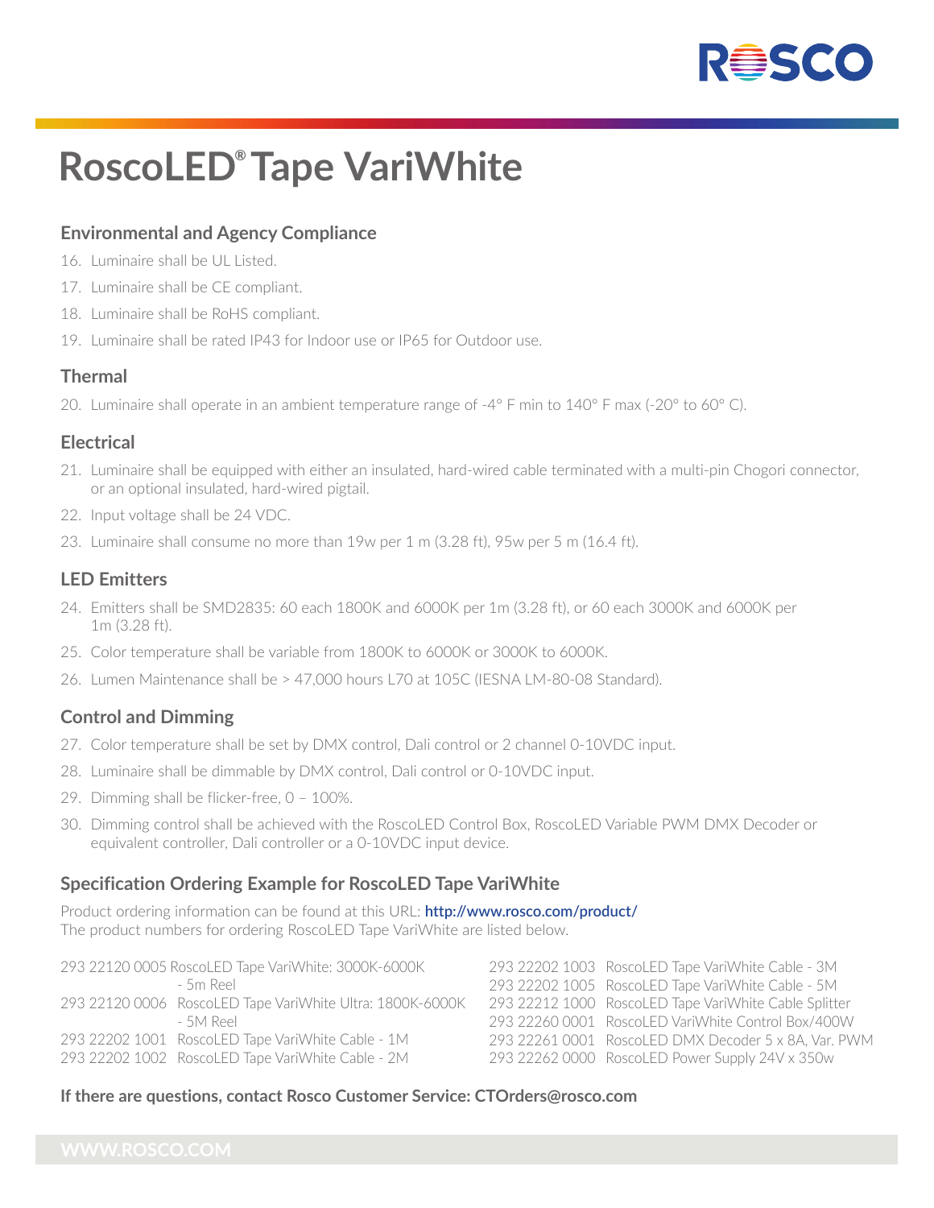# RoscoLED® Tape VariWhite

### Environmental and Agency Compliance

16. Luminaire shall be UL Listed.
17. Luminaire shall be CE compliant.
18. Luminaire shall be RoHS compliant.
19. Luminaire shall be rated IP43 for Indoor use or IP65 for Outdoor use.

### Thermal

20. Luminaire shall operate in an ambient temperature range of -4° F min to 140° F max (-20° to 60° C).

### Electrical

21. Luminaire shall be equipped with either an insulated, hard-wired cable terminated with a multi-pin Chogori connector, or an optional insulated, hard-wired pigtail.
22. Input voltage shall be 24 VDC.
23. Luminaire shall consume no more than 19w per 1 m (3.28 ft), 95w per 5 m (16.4 ft).

### LED Emitters

24. Emitters shall be SMD2835: 60 each 1800K and 6000K per 1m (3.28 ft), or 60 each 3000K and 6000K per 1m (3.28 ft).
25. Color temperature shall be variable from 1800K to 6000K or 3000K to 6000K.
26. Lumen Maintenance shall be > 47,000 hours L70 at 105C (IESNA LM-80-08 Standard).

### Control and Dimming

27. Color temperature shall be set by DMX control, Dali control or 2 channel 0-10VDC input.
28. Luminaire shall be dimmable by DMX control, Dali control or 0-10VDC input.
29. Dimming shall be flicker-free, 0 – 100%.
30. Dimming control shall be achieved with the RoscoLED Control Box, RoscoLED Variable PWM DMX Decoder or equivalent controller, Dali controller or a 0-10VDC input device.

### Specification Ordering Example for RoscoLED Tape VariWhite

Product ordering information can be found at this URL: **http://www.rosco.com/product/**
The product numbers for ordering RoscoLED Tape VariWhite are listed below.

293 22120 0005 RoscoLED Tape VariWhite: 3000K-6000K - 5m Reel
293 22120 0006 RoscoLED Tape VariWhite Ultra: 1800K-6000K - 5M Reel
293 22202 1001 RoscoLED Tape VariWhite Cable - 1M
293 22202 1002 RoscoLED Tape VariWhite Cable - 2M
293 22202 1003 RoscoLED Tape VariWhite Cable - 3M
293 22202 1005 RoscoLED Tape VariWhite Cable - 5M
293 22212 1000 RoscoLED Tape VariWhite Cable Splitter
293 22260 0001 RoscoLED VariWhite Control Box/400W
293 22261 0001 RoscoLED DMX Decoder 5 x 8A, Var. PWM
293 22262 0000 RoscoLED Power Supply 24V x 350w

**If there are questions, contact Rosco Customer Service: CTOrders@rosco.com**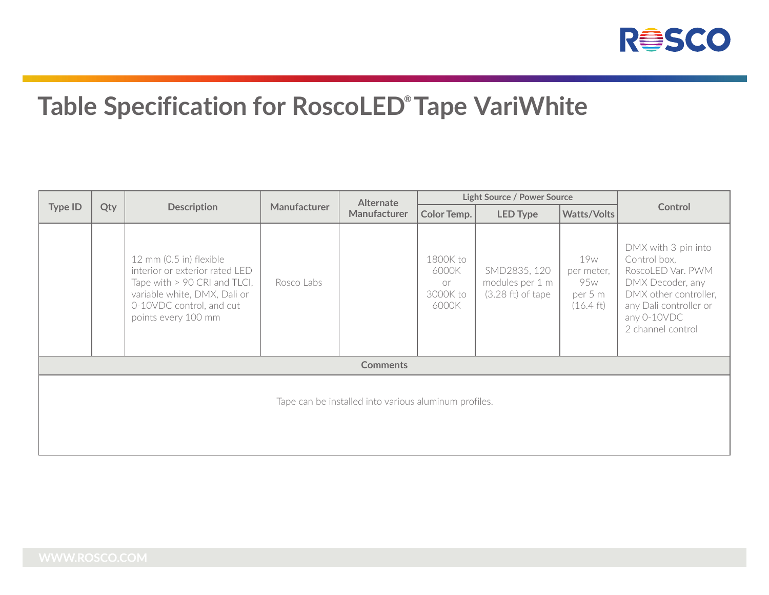# Table Specification for RoscoLED® Tape VariWhite

| Type ID | Qty | Description | Manufacturer | Alternate Manufacturer | Light Source / Power Source | | | Control |
|---|---|---|---|---|---|---|---|---|
| | | | | | Color Temp. | LED Type | Watts/Volts | |
| | | 12 mm (0.5 in) flexible interior or exterior rated LED Tape with > 90 CRI and TLCI, variable white, DMX, Dali or 0-10VDC control, and cut points every 100 mm | Rosco Labs | | 1800K to 6000K or 3000K to 6000K | SMD2835, 120 modules per 1 m (3.28 ft) of tape | 19w per meter, 95w per 5 m (16.4 ft) | DMX with 3-pin into Control box, RoscoLED Var. PWM DMX Decoder, any DMX other controller, any Dali controller or any 0-10VDC 2 channel control |

**Comments**

Tape can be installed into various aluminum profiles.